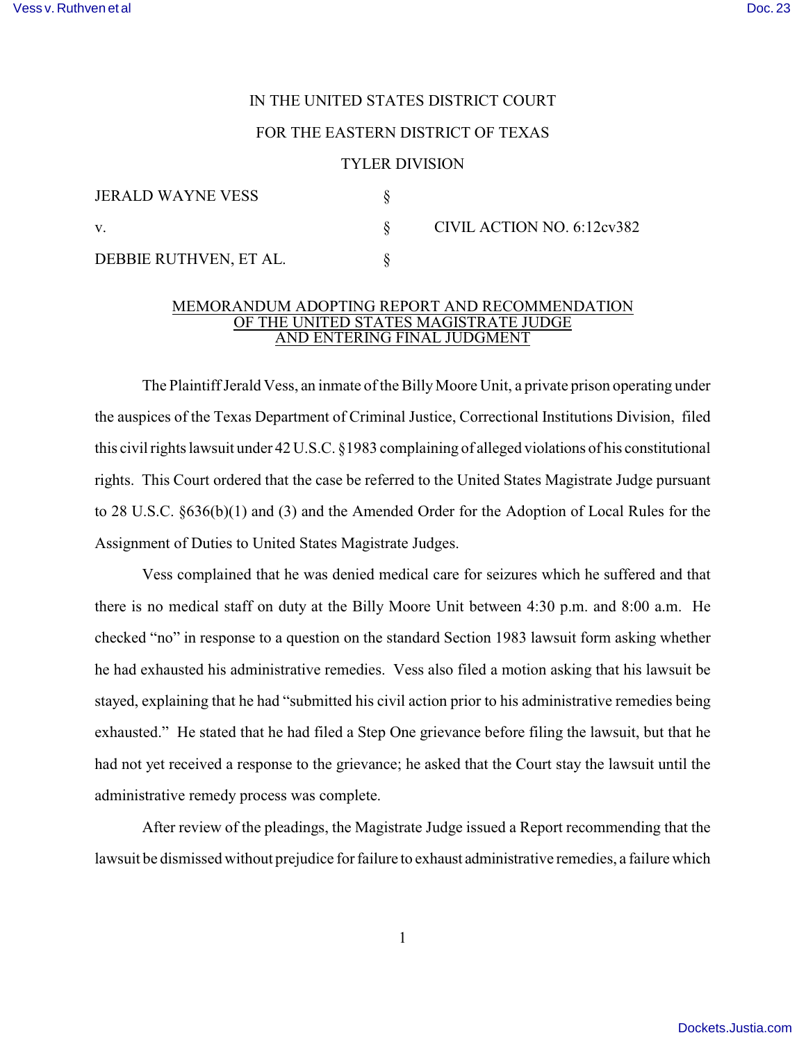IN THE UNITED STATES DISTRICT COURT

FOR THE EASTERN DISTRICT OF TEXAS

TYLER DIVISION

| | | |
|---|---|---|
| JERALD WAYNE VESS | § | |
| v. | § | CIVIL ACTION NO. 6:12cv382 |
| DEBBIE RUTHVEN, ET AL. | § | |

## MEMORANDUM ADOPTING REPORT AND RECOMMENDATION OF THE UNITED STATES MAGISTRATE JUDGE AND ENTERING FINAL JUDGMENT

The Plaintiff Jerald Vess, an inmate of the Billy Moore Unit, a private prison operating under the auspices of the Texas Department of Criminal Justice, Correctional Institutions Division, filed this civil rights lawsuit under 42 U.S.C. §1983 complaining of alleged violations of his constitutional rights. This Court ordered that the case be referred to the United States Magistrate Judge pursuant to 28 U.S.C. §636(b)(1) and (3) and the Amended Order for the Adoption of Local Rules for the Assignment of Duties to United States Magistrate Judges.

Vess complained that he was denied medical care for seizures which he suffered and that there is no medical staff on duty at the Billy Moore Unit between 4:30 p.m. and 8:00 a.m. He checked "no" in response to a question on the standard Section 1983 lawsuit form asking whether he had exhausted his administrative remedies. Vess also filed a motion asking that his lawsuit be stayed, explaining that he had "submitted his civil action prior to his administrative remedies being exhausted." He stated that he had filed a Step One grievance before filing the lawsuit, but that he had not yet received a response to the grievance; he asked that the Court stay the lawsuit until the administrative remedy process was complete.

After review of the pleadings, the Magistrate Judge issued a Report recommending that the lawsuit be dismissed without prejudice for failure to exhaust administrative remedies, a failure which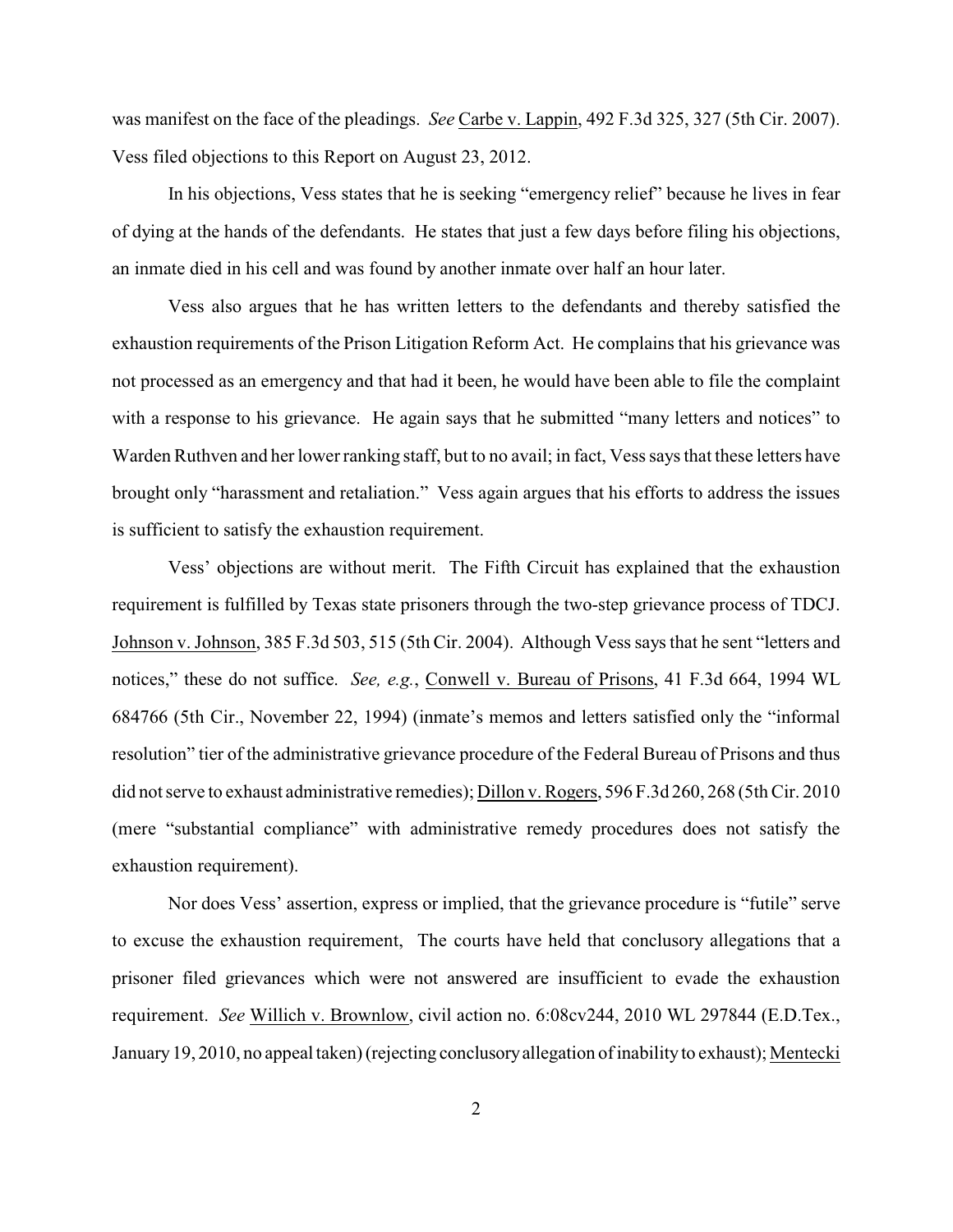was manifest on the face of the pleadings. *See* Carbe v. Lappin, 492 F.3d 325, 327 (5th Cir. 2007). Vess filed objections to this Report on August 23, 2012.

In his objections, Vess states that he is seeking "emergency relief" because he lives in fear of dying at the hands of the defendants. He states that just a few days before filing his objections, an inmate died in his cell and was found by another inmate over half an hour later.

Vess also argues that he has written letters to the defendants and thereby satisfied the exhaustion requirements of the Prison Litigation Reform Act. He complains that his grievance was not processed as an emergency and that had it been, he would have been able to file the complaint with a response to his grievance. He again says that he submitted "many letters and notices" to Warden Ruthven and her lower ranking staff, but to no avail; in fact, Vess says that these letters have brought only "harassment and retaliation." Vess again argues that his efforts to address the issues is sufficient to satisfy the exhaustion requirement.

Vess' objections are without merit. The Fifth Circuit has explained that the exhaustion requirement is fulfilled by Texas state prisoners through the two-step grievance process of TDCJ. Johnson v. Johnson, 385 F.3d 503, 515 (5th Cir. 2004). Although Vess says that he sent "letters and notices," these do not suffice. *See, e.g.*, Conwell v. Bureau of Prisons, 41 F.3d 664, 1994 WL 684766 (5th Cir., November 22, 1994) (inmate's memos and letters satisfied only the "informal resolution" tier of the administrative grievance procedure of the Federal Bureau of Prisons and thus did not serve to exhaust administrative remedies); Dillon v. Rogers, 596 F.3d 260, 268 (5th Cir. 2010 (mere "substantial compliance" with administrative remedy procedures does not satisfy the exhaustion requirement).

Nor does Vess' assertion, express or implied, that the grievance procedure is "futile" serve to excuse the exhaustion requirement, The courts have held that conclusory allegations that a prisoner filed grievances which were not answered are insufficient to evade the exhaustion requirement. *See* Willich v. Brownlow, civil action no. 6:08cv244, 2010 WL 297844 (E.D.Tex., January 19, 2010, no appeal taken) (rejecting conclusory allegation of inability to exhaust); Mentecki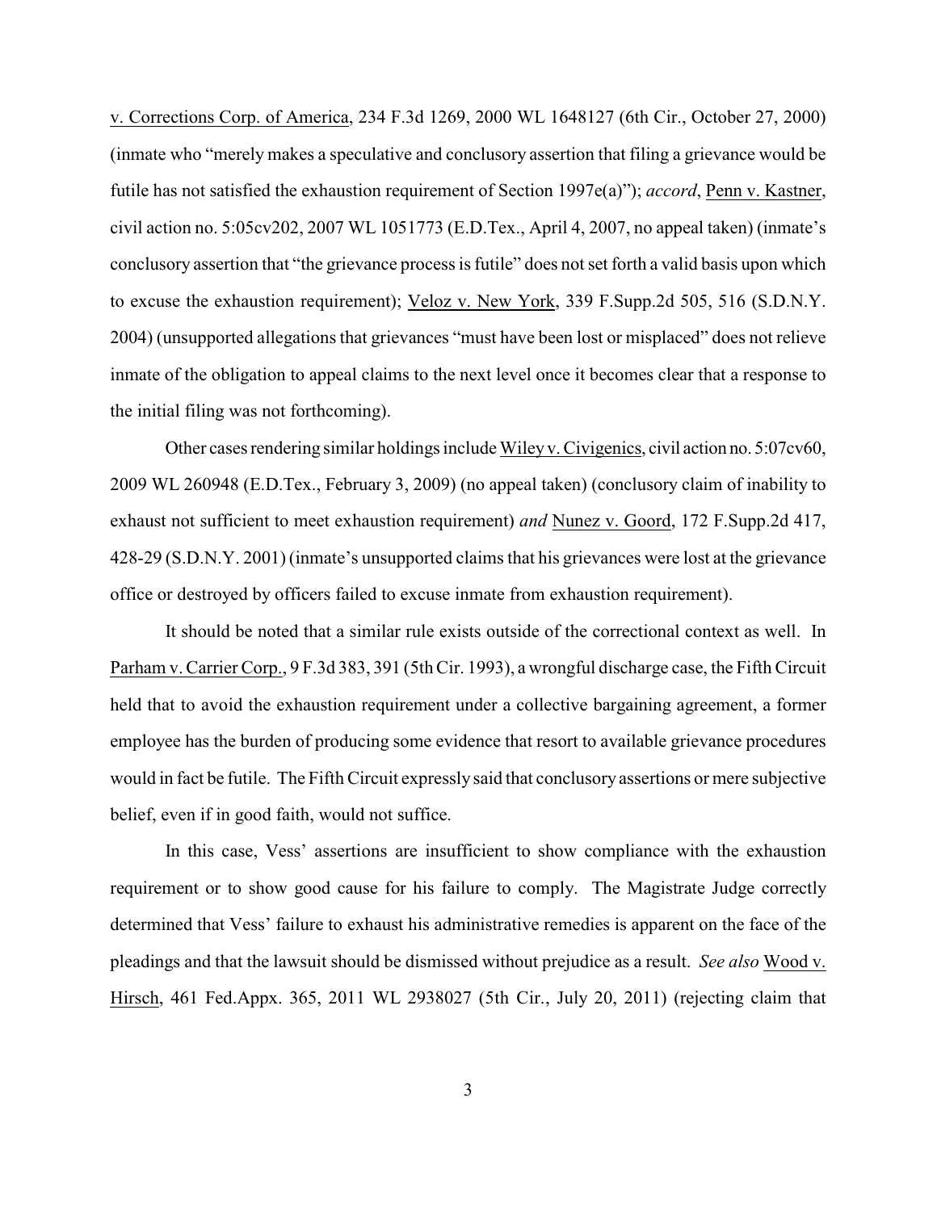v. Corrections Corp. of America, 234 F.3d 1269, 2000 WL 1648127 (6th Cir., October 27, 2000) (inmate who "merely makes a speculative and conclusory assertion that filing a grievance would be futile has not satisfied the exhaustion requirement of Section 1997e(a)"); *accord*, Penn v. Kastner, civil action no. 5:05cv202, 2007 WL 1051773 (E.D.Tex., April 4, 2007, no appeal taken) (inmate's conclusory assertion that "the grievance process is futile" does not set forth a valid basis upon which to excuse the exhaustion requirement); Veloz v. New York, 339 F.Supp.2d 505, 516 (S.D.N.Y. 2004) (unsupported allegations that grievances "must have been lost or misplaced" does not relieve inmate of the obligation to appeal claims to the next level once it becomes clear that a response to the initial filing was not forthcoming).

Other cases rendering similar holdings include Wiley v. Civigenics, civil action no. 5:07cv60, 2009 WL 260948 (E.D.Tex., February 3, 2009) (no appeal taken) (conclusory claim of inability to exhaust not sufficient to meet exhaustion requirement) *and* Nunez v. Goord, 172 F.Supp.2d 417, 428-29 (S.D.N.Y. 2001) (inmate's unsupported claims that his grievances were lost at the grievance office or destroyed by officers failed to excuse inmate from exhaustion requirement).

It should be noted that a similar rule exists outside of the correctional context as well. In Parham v. Carrier Corp., 9 F.3d 383, 391 (5th Cir. 1993), a wrongful discharge case, the Fifth Circuit held that to avoid the exhaustion requirement under a collective bargaining agreement, a former employee has the burden of producing some evidence that resort to available grievance procedures would in fact be futile. The Fifth Circuit expressly said that conclusory assertions or mere subjective belief, even if in good faith, would not suffice.

In this case, Vess' assertions are insufficient to show compliance with the exhaustion requirement or to show good cause for his failure to comply. The Magistrate Judge correctly determined that Vess' failure to exhaust his administrative remedies is apparent on the face of the pleadings and that the lawsuit should be dismissed without prejudice as a result. *See also* Wood v. Hirsch, 461 Fed.Appx. 365, 2011 WL 2938027 (5th Cir., July 20, 2011) (rejecting claim that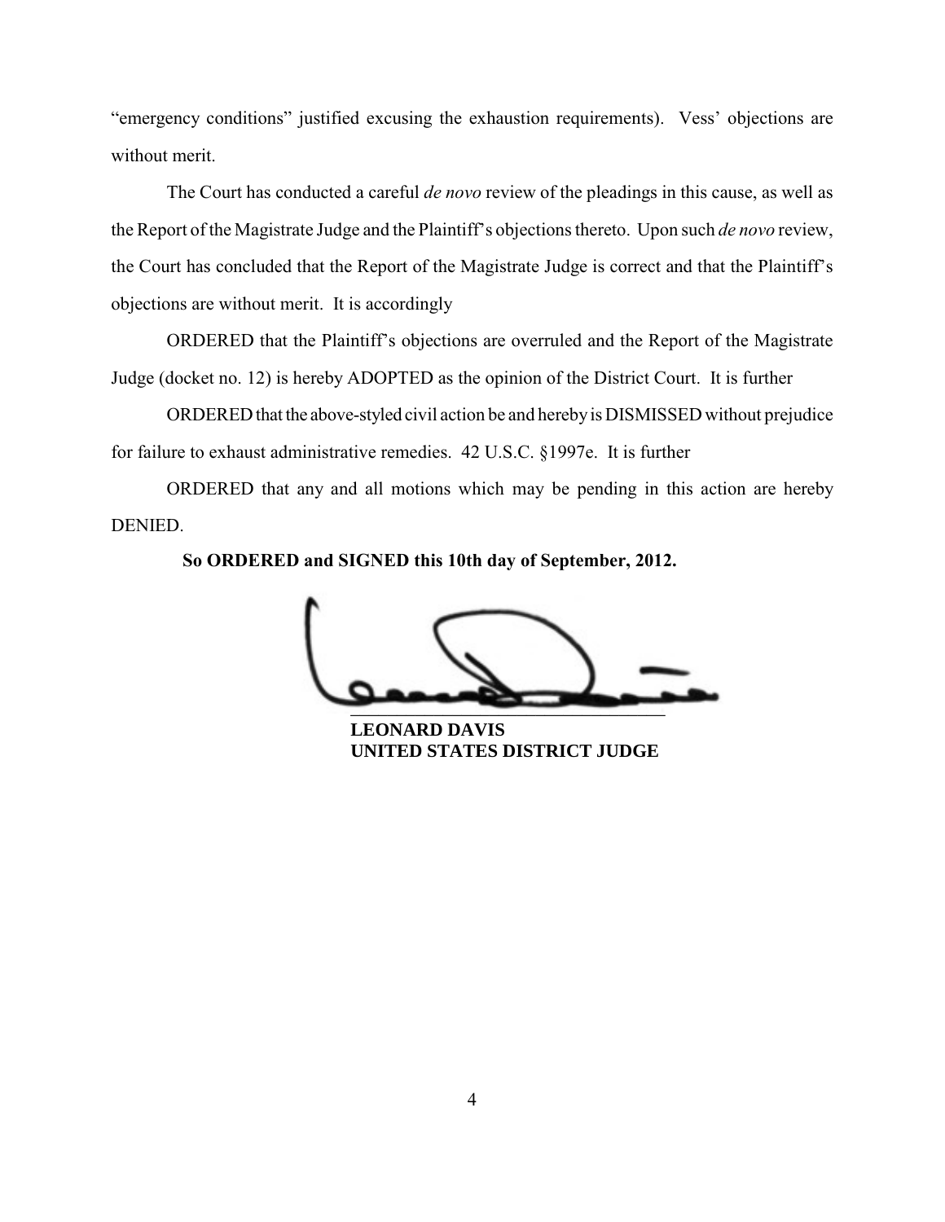"emergency conditions" justified excusing the exhaustion requirements). Vess' objections are without merit.

The Court has conducted a careful *de novo* review of the pleadings in this cause, as well as the Report of the Magistrate Judge and the Plaintiff's objections thereto. Upon such *de novo* review, the Court has concluded that the Report of the Magistrate Judge is correct and that the Plaintiff's objections are without merit. It is accordingly

ORDERED that the Plaintiff's objections are overruled and the Report of the Magistrate Judge (docket no. 12) is hereby ADOPTED as the opinion of the District Court. It is further

ORDERED that the above-styled civil action be and hereby is DISMISSED without prejudice for failure to exhaust administrative remedies. 42 U.S.C. §1997e. It is further

ORDERED that any and all motions which may be pending in this action are hereby DENIED.

**So ORDERED and SIGNED this 10th day of September, 2012.**

**LEONARD DAVIS**
**UNITED STATES DISTRICT JUDGE**